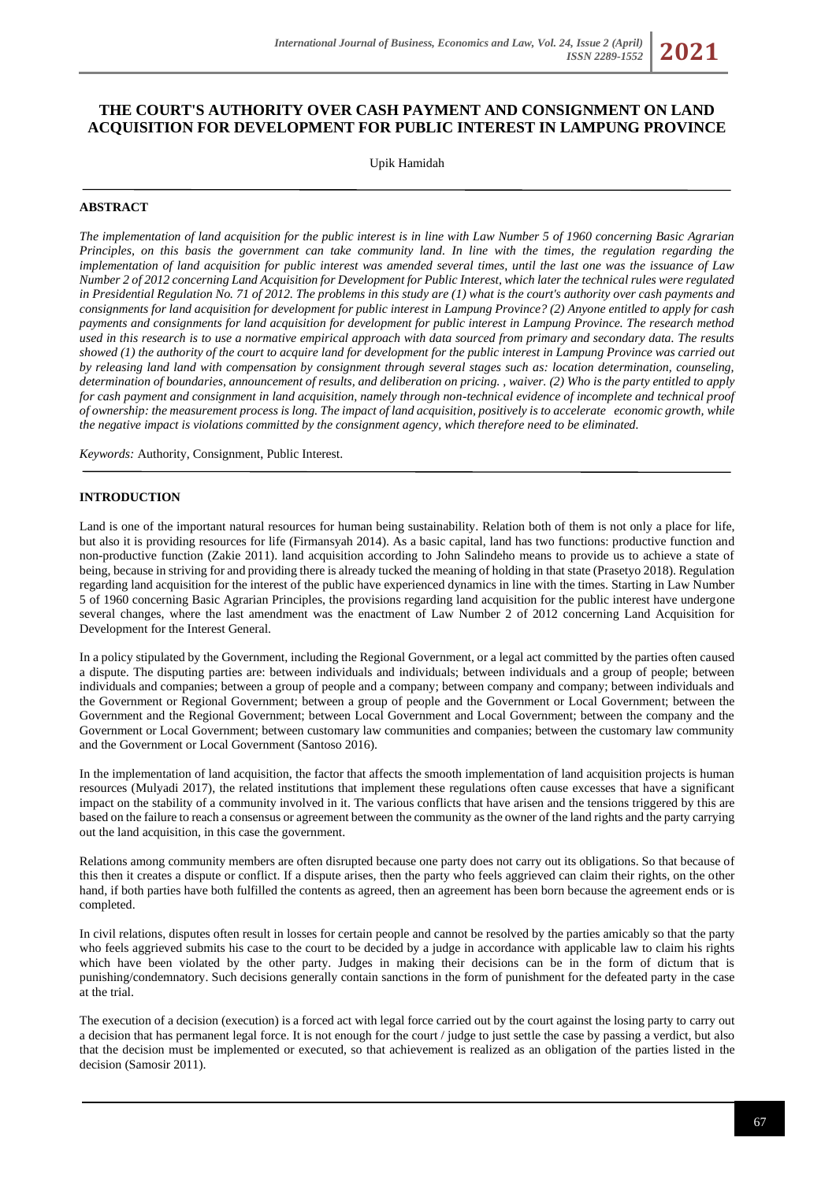# THE COURT'S AUTHORITY OVER CASH PAYMENT AND CONSIGNMENT ON LAND ACQUISITION FOR DEVELOPMENT FOR PUBLIC INTEREST IN LAMPUNG PROVINCE

Upik Hamidah

## ABSTRACT

*The implementation of land acquisition for the public interest is in line with Law Number 5 of 1960 concerning Basic Agrarian Principles, on this basis the government can take community land. In line with the times, the regulation regarding the implementation of land acquisition for public interest was amended several times, until the last one was the issuance of Law Number 2 of 2012 concerning Land Acquisition for Development for Public Interest, which later the technical rules were regulated in Presidential Regulation No. 71 of 2012. The problems in this study are (1) what is the court's authority over cash payments and consignments for land acquisition for development for public interest in Lampung Province? (2) Anyone entitled to apply for cash payments and consignments for land acquisition for development for public interest in Lampung Province. The research method used in this research is to use a normative empirical approach with data sourced from primary and secondary data. The results showed (1) the authority of the court to acquire land for development for the public interest in Lampung Province was carried out by releasing land land with compensation by consignment through several stages such as: location determination, counseling, determination of boundaries, announcement of results, and deliberation on pricing. , waiver. (2) Who is the party entitled to apply for cash payment and consignment in land acquisition, namely through non-technical evidence of incomplete and technical proof of ownership: the measurement process is long. The impact of land acquisition, positively is to accelerate economic growth, while the negative impact is violations committed by the consignment agency, which therefore need to be eliminated.*

*Keywords:* Authority, Consignment, Public Interest.

## INTRODUCTION

Land is one of the important natural resources for human being sustainability. Relation both of them is not only a place for life, but also it is providing resources for life (Firmansyah 2014). As a basic capital, land has two functions: productive function and non-productive function (Zakie 2011). land acquisition according to John Salindeho means to provide us to achieve a state of being, because in striving for and providing there is already tucked the meaning of holding in that state (Prasetyo 2018). Regulation regarding land acquisition for the interest of the public have experienced dynamics in line with the times. Starting in Law Number 5 of 1960 concerning Basic Agrarian Principles, the provisions regarding land acquisition for the public interest have undergone several changes, where the last amendment was the enactment of Law Number 2 of 2012 concerning Land Acquisition for Development for the Interest General.

In a policy stipulated by the Government, including the Regional Government, or a legal act committed by the parties often caused a dispute. The disputing parties are: between individuals and individuals; between individuals and a group of people; between individuals and companies; between a group of people and a company; between company and company; between individuals and the Government or Regional Government; between a group of people and the Government or Local Government; between the Government and the Regional Government; between Local Government and Local Government; between the company and the Government or Local Government; between customary law communities and companies; between the customary law community and the Government or Local Government (Santoso 2016).

In the implementation of land acquisition, the factor that affects the smooth implementation of land acquisition projects is human resources (Mulyadi 2017), the related institutions that implement these regulations often cause excesses that have a significant impact on the stability of a community involved in it. The various conflicts that have arisen and the tensions triggered by this are based on the failure to reach a consensus or agreement between the community as the owner of the land rights and the party carrying out the land acquisition, in this case the government.

Relations among community members are often disrupted because one party does not carry out its obligations. So that because of this then it creates a dispute or conflict. If a dispute arises, then the party who feels aggrieved can claim their rights, on the other hand, if both parties have both fulfilled the contents as agreed, then an agreement has been born because the agreement ends or is completed.

In civil relations, disputes often result in losses for certain people and cannot be resolved by the parties amicably so that the party who feels aggrieved submits his case to the court to be decided by a judge in accordance with applicable law to claim his rights which have been violated by the other party. Judges in making their decisions can be in the form of dictum that is punishing/condemnatory. Such decisions generally contain sanctions in the form of punishment for the defeated party in the case at the trial.

The execution of a decision (execution) is a forced act with legal force carried out by the court against the losing party to carry out a decision that has permanent legal force. It is not enough for the court / judge to just settle the case by passing a verdict, but also that the decision must be implemented or executed, so that achievement is realized as an obligation of the parties listed in the decision (Samosir 2011).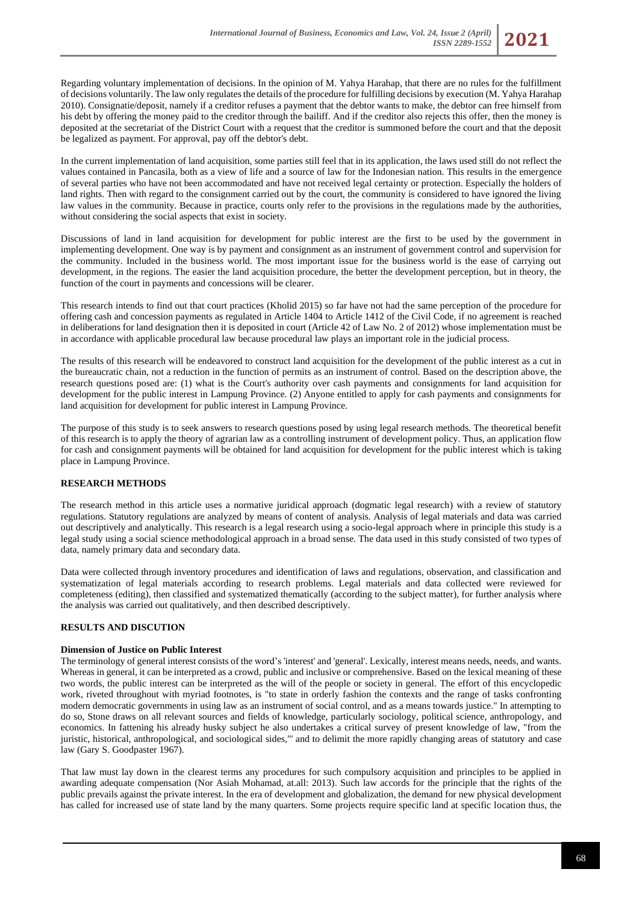Regarding voluntary implementation of decisions. In the opinion of M. Yahya Harahap, that there are no rules for the fulfillment of decisions voluntarily. The law only regulates the details of the procedure for fulfilling decisions by execution (M. Yahya Harahap 2010). Consignatie/deposit, namely if a creditor refuses a payment that the debtor wants to make, the debtor can free himself from his debt by offering the money paid to the creditor through the bailiff. And if the creditor also rejects this offer, then the money is deposited at the secretariat of the District Court with a request that the creditor is summoned before the court and that the deposit be legalized as payment. For approval, pay off the debtor's debt.

In the current implementation of land acquisition, some parties still feel that in its application, the laws used still do not reflect the values contained in Pancasila, both as a view of life and a source of law for the Indonesian nation. This results in the emergence of several parties who have not been accommodated and have not received legal certainty or protection. Especially the holders of land rights. Then with regard to the consignment carried out by the court, the community is considered to have ignored the living law values in the community. Because in practice, courts only refer to the provisions in the regulations made by the authorities, without considering the social aspects that exist in society.

Discussions of land in land acquisition for development for public interest are the first to be used by the government in implementing development. One way is by payment and consignment as an instrument of government control and supervision for the community. Included in the business world. The most important issue for the business world is the ease of carrying out development, in the regions. The easier the land acquisition procedure, the better the development perception, but in theory, the function of the court in payments and concessions will be clearer.

This research intends to find out that court practices (Kholid 2015) so far have not had the same perception of the procedure for offering cash and concession payments as regulated in Article 1404 to Article 1412 of the Civil Code, if no agreement is reached in deliberations for land designation then it is deposited in court (Article 42 of Law No. 2 of 2012) whose implementation must be in accordance with applicable procedural law because procedural law plays an important role in the judicial process.

The results of this research will be endeavored to construct land acquisition for the development of the public interest as a cut in the bureaucratic chain, not a reduction in the function of permits as an instrument of control. Based on the description above, the research questions posed are: (1) what is the Court's authority over cash payments and consignments for land acquisition for development for the public interest in Lampung Province. (2) Anyone entitled to apply for cash payments and consignments for land acquisition for development for public interest in Lampung Province.

The purpose of this study is to seek answers to research questions posed by using legal research methods. The theoretical benefit of this research is to apply the theory of agrarian law as a controlling instrument of development policy. Thus, an application flow for cash and consignment payments will be obtained for land acquisition for development for the public interest which is taking place in Lampung Province.

## RESEARCH METHODS

The research method in this article uses a normative juridical approach (dogmatic legal research) with a review of statutory regulations. Statutory regulations are analyzed by means of content of analysis. Analysis of legal materials and data was carried out descriptively and analytically. This research is a legal research using a socio-legal approach where in principle this study is a legal study using a social science methodological approach in a broad sense. The data used in this study consisted of two types of data, namely primary data and secondary data.

Data were collected through inventory procedures and identification of laws and regulations, observation, and classification and systematization of legal materials according to research problems. Legal materials and data collected were reviewed for completeness (editing), then classified and systematized thematically (according to the subject matter), for further analysis where the analysis was carried out qualitatively, and then described descriptively.

## RESULTS AND DISCUTION

### Dimension of Justice on Public Interest

The terminology of general interest consists of the word's 'interest' and 'general'. Lexically, interest means needs, needs, and wants. Whereas in general, it can be interpreted as a crowd, public and inclusive or comprehensive. Based on the lexical meaning of these two words, the public interest can be interpreted as the will of the people or society in general. The effort of this encyclopedic work, riveted throughout with myriad footnotes, is "to state in orderly fashion the contexts and the range of tasks confronting modern democratic governments in using law as an instrument of social control, and as a means towards justice." In attempting to do so, Stone draws on all relevant sources and fields of knowledge, particularly sociology, political science, anthropology, and economics. In fattening his already husky subject he also undertakes a critical survey of present knowledge of law, "from the juristic, historical, anthropological, and sociological sides,"' and to delimit the more rapidly changing areas of statutory and case law (Gary S. Goodpaster 1967).

That law must lay down in the clearest terms any procedures for such compulsory acquisition and principles to be applied in awarding adequate compensation (Nor Asiah Mohamad, at.all: 2013). Such law accords for the principle that the rights of the public prevails against the private interest. In the era of development and globalization, the demand for new physical development has called for increased use of state land by the many quarters. Some projects require specific land at specific location thus, the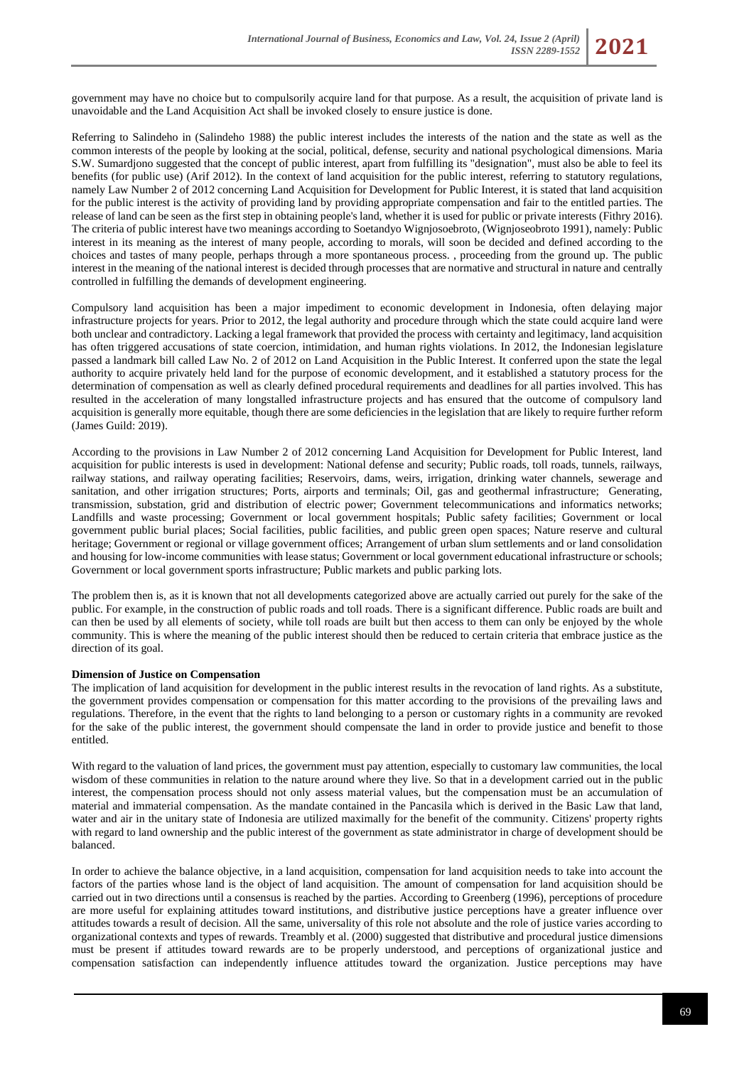government may have no choice but to compulsorily acquire land for that purpose. As a result, the acquisition of private land is unavoidable and the Land Acquisition Act shall be invoked closely to ensure justice is done.

Referring to Salindeho in (Salindeho 1988) the public interest includes the interests of the nation and the state as well as the common interests of the people by looking at the social, political, defense, security and national psychological dimensions. Maria S.W. Sumardjono suggested that the concept of public interest, apart from fulfilling its "designation", must also be able to feel its benefits (for public use) (Arif 2012). In the context of land acquisition for the public interest, referring to statutory regulations, namely Law Number 2 of 2012 concerning Land Acquisition for Development for Public Interest, it is stated that land acquisition for the public interest is the activity of providing land by providing appropriate compensation and fair to the entitled parties. The release of land can be seen as the first step in obtaining people's land, whether it is used for public or private interests (Fithry 2016). The criteria of public interest have two meanings according to Soetandyo Wignjosoebroto, (Wignjoseobroto 1991), namely: Public interest in its meaning as the interest of many people, according to morals, will soon be decided and defined according to the choices and tastes of many people, perhaps through a more spontaneous process. , proceeding from the ground up. The public interest in the meaning of the national interest is decided through processes that are normative and structural in nature and centrally controlled in fulfilling the demands of development engineering.

Compulsory land acquisition has been a major impediment to economic development in Indonesia, often delaying major infrastructure projects for years. Prior to 2012, the legal authority and procedure through which the state could acquire land were both unclear and contradictory. Lacking a legal framework that provided the process with certainty and legitimacy, land acquisition has often triggered accusations of state coercion, intimidation, and human rights violations. In 2012, the Indonesian legislature passed a landmark bill called Law No. 2 of 2012 on Land Acquisition in the Public Interest. It conferred upon the state the legal authority to acquire privately held land for the purpose of economic development, and it established a statutory process for the determination of compensation as well as clearly defined procedural requirements and deadlines for all parties involved. This has resulted in the acceleration of many longstalled infrastructure projects and has ensured that the outcome of compulsory land acquisition is generally more equitable, though there are some deficiencies in the legislation that are likely to require further reform (James Guild: 2019).

According to the provisions in Law Number 2 of 2012 concerning Land Acquisition for Development for Public Interest, land acquisition for public interests is used in development: National defense and security; Public roads, toll roads, tunnels, railways, railway stations, and railway operating facilities; Reservoirs, dams, weirs, irrigation, drinking water channels, sewerage and sanitation, and other irrigation structures; Ports, airports and terminals; Oil, gas and geothermal infrastructure; Generating, transmission, substation, grid and distribution of electric power; Government telecommunications and informatics networks; Landfills and waste processing; Government or local government hospitals; Public safety facilities; Government or local government public burial places; Social facilities, public facilities, and public green open spaces; Nature reserve and cultural heritage; Government or regional or village government offices; Arrangement of urban slum settlements and or land consolidation and housing for low-income communities with lease status; Government or local government educational infrastructure or schools; Government or local government sports infrastructure; Public markets and public parking lots.

The problem then is, as it is known that not all developments categorized above are actually carried out purely for the sake of the public. For example, in the construction of public roads and toll roads. There is a significant difference. Public roads are built and can then be used by all elements of society, while toll roads are built but then access to them can only be enjoyed by the whole community. This is where the meaning of the public interest should then be reduced to certain criteria that embrace justice as the direction of its goal.

**Dimension of Justice on Compensation**

The implication of land acquisition for development in the public interest results in the revocation of land rights. As a substitute, the government provides compensation or compensation for this matter according to the provisions of the prevailing laws and regulations. Therefore, in the event that the rights to land belonging to a person or customary rights in a community are revoked for the sake of the public interest, the government should compensate the land in order to provide justice and benefit to those entitled.

With regard to the valuation of land prices, the government must pay attention, especially to customary law communities, the local wisdom of these communities in relation to the nature around where they live. So that in a development carried out in the public interest, the compensation process should not only assess material values, but the compensation must be an accumulation of material and immaterial compensation. As the mandate contained in the Pancasila which is derived in the Basic Law that land, water and air in the unitary state of Indonesia are utilized maximally for the benefit of the community. Citizens' property rights with regard to land ownership and the public interest of the government as state administrator in charge of development should be balanced.

In order to achieve the balance objective, in a land acquisition, compensation for land acquisition needs to take into account the factors of the parties whose land is the object of land acquisition. The amount of compensation for land acquisition should be carried out in two directions until a consensus is reached by the parties. According to Greenberg (1996), perceptions of procedure are more useful for explaining attitudes toward institutions, and distributive justice perceptions have a greater influence over attitudes towards a result of decision. All the same, universality of this role not absolute and the role of justice varies according to organizational contexts and types of rewards. Treambly et al. (2000) suggested that distributive and procedural justice dimensions must be present if attitudes toward rewards are to be properly understood, and perceptions of organizational justice and compensation satisfaction can independently influence attitudes toward the organization. Justice perceptions may have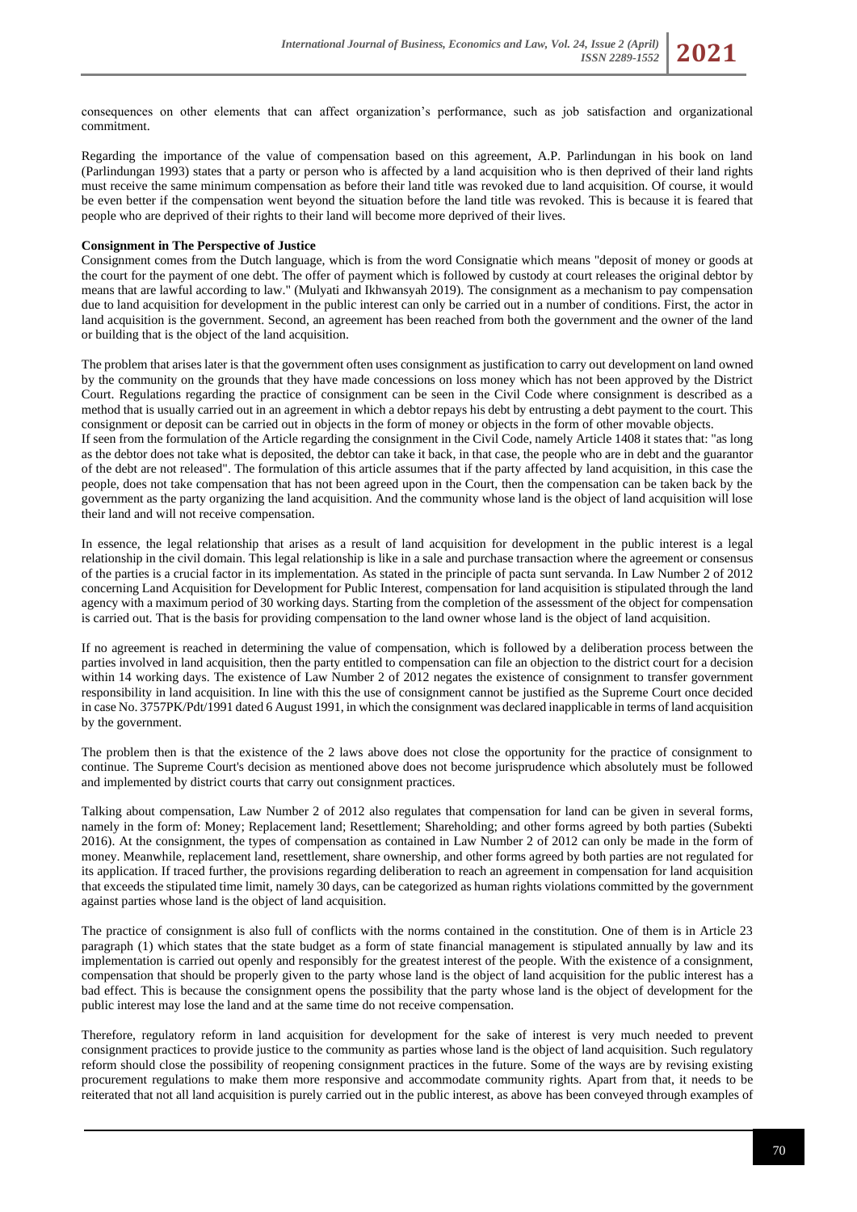consequences on other elements that can affect organization's performance, such as job satisfaction and organizational commitment.

Regarding the importance of the value of compensation based on this agreement, A.P. Parlindungan in his book on land (Parlindungan 1993) states that a party or person who is affected by a land acquisition who is then deprived of their land rights must receive the same minimum compensation as before their land title was revoked due to land acquisition. Of course, it would be even better if the compensation went beyond the situation before the land title was revoked. This is because it is feared that people who are deprived of their rights to their land will become more deprived of their lives.

**Consignment in The Perspective of Justice**

Consignment comes from the Dutch language, which is from the word Consignatie which means "deposit of money or goods at the court for the payment of one debt. The offer of payment which is followed by custody at court releases the original debtor by means that are lawful according to law." (Mulyati and Ikhwansyah 2019). The consignment as a mechanism to pay compensation due to land acquisition for development in the public interest can only be carried out in a number of conditions. First, the actor in land acquisition is the government. Second, an agreement has been reached from both the government and the owner of the land or building that is the object of the land acquisition.

The problem that arises later is that the government often uses consignment as justification to carry out development on land owned by the community on the grounds that they have made concessions on loss money which has not been approved by the District Court. Regulations regarding the practice of consignment can be seen in the Civil Code where consignment is described as a method that is usually carried out in an agreement in which a debtor repays his debt by entrusting a debt payment to the court. This consignment or deposit can be carried out in objects in the form of money or objects in the form of other movable objects.

If seen from the formulation of the Article regarding the consignment in the Civil Code, namely Article 1408 it states that: "as long as the debtor does not take what is deposited, the debtor can take it back, in that case, the people who are in debt and the guarantor of the debt are not released". The formulation of this article assumes that if the party affected by land acquisition, in this case the people, does not take compensation that has not been agreed upon in the Court, then the compensation can be taken back by the government as the party organizing the land acquisition. And the community whose land is the object of land acquisition will lose their land and will not receive compensation.

In essence, the legal relationship that arises as a result of land acquisition for development in the public interest is a legal relationship in the civil domain. This legal relationship is like in a sale and purchase transaction where the agreement or consensus of the parties is a crucial factor in its implementation. As stated in the principle of pacta sunt servanda. In Law Number 2 of 2012 concerning Land Acquisition for Development for Public Interest, compensation for land acquisition is stipulated through the land agency with a maximum period of 30 working days. Starting from the completion of the assessment of the object for compensation is carried out. That is the basis for providing compensation to the land owner whose land is the object of land acquisition.

If no agreement is reached in determining the value of compensation, which is followed by a deliberation process between the parties involved in land acquisition, then the party entitled to compensation can file an objection to the district court for a decision within 14 working days. The existence of Law Number 2 of 2012 negates the existence of consignment to transfer government responsibility in land acquisition. In line with this the use of consignment cannot be justified as the Supreme Court once decided in case No. 3757PK/Pdt/1991 dated 6 August 1991, in which the consignment was declared inapplicable in terms of land acquisition by the government.

The problem then is that the existence of the 2 laws above does not close the opportunity for the practice of consignment to continue. The Supreme Court's decision as mentioned above does not become jurisprudence which absolutely must be followed and implemented by district courts that carry out consignment practices.

Talking about compensation, Law Number 2 of 2012 also regulates that compensation for land can be given in several forms, namely in the form of: Money; Replacement land; Resettlement; Shareholding; and other forms agreed by both parties (Subekti 2016). At the consignment, the types of compensation as contained in Law Number 2 of 2012 can only be made in the form of money. Meanwhile, replacement land, resettlement, share ownership, and other forms agreed by both parties are not regulated for its application. If traced further, the provisions regarding deliberation to reach an agreement in compensation for land acquisition that exceeds the stipulated time limit, namely 30 days, can be categorized as human rights violations committed by the government against parties whose land is the object of land acquisition.

The practice of consignment is also full of conflicts with the norms contained in the constitution. One of them is in Article 23 paragraph (1) which states that the state budget as a form of state financial management is stipulated annually by law and its implementation is carried out openly and responsibly for the greatest interest of the people. With the existence of a consignment, compensation that should be properly given to the party whose land is the object of land acquisition for the public interest has a bad effect. This is because the consignment opens the possibility that the party whose land is the object of development for the public interest may lose the land and at the same time do not receive compensation.

Therefore, regulatory reform in land acquisition for development for the sake of interest is very much needed to prevent consignment practices to provide justice to the community as parties whose land is the object of land acquisition. Such regulatory reform should close the possibility of reopening consignment practices in the future. Some of the ways are by revising existing procurement regulations to make them more responsive and accommodate community rights. Apart from that, it needs to be reiterated that not all land acquisition is purely carried out in the public interest, as above has been conveyed through examples of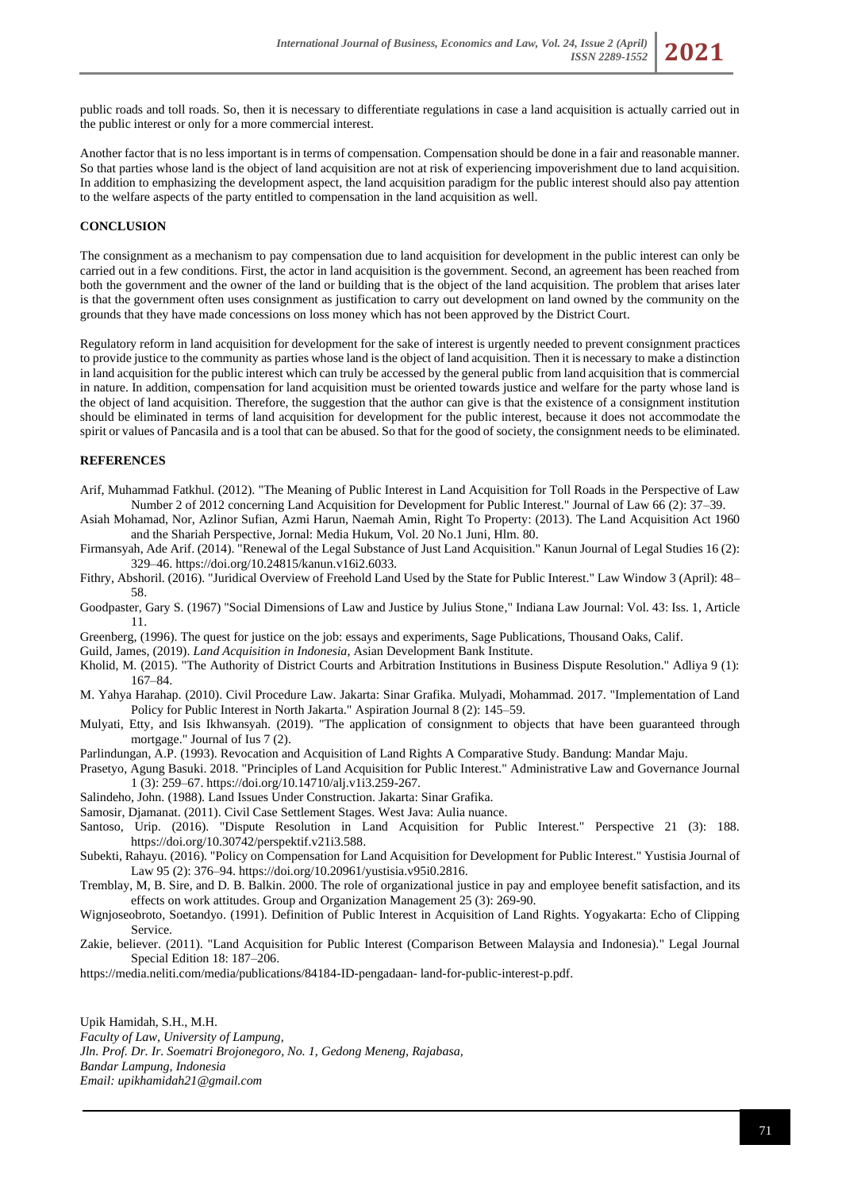public roads and toll roads. So, then it is necessary to differentiate regulations in case a land acquisition is actually carried out in the public interest or only for a more commercial interest.

Another factor that is no less important is in terms of compensation. Compensation should be done in a fair and reasonable manner. So that parties whose land is the object of land acquisition are not at risk of experiencing impoverishment due to land acquisition. In addition to emphasizing the development aspect, the land acquisition paradigm for the public interest should also pay attention to the welfare aspects of the party entitled to compensation in the land acquisition as well.

## CONCLUSION

The consignment as a mechanism to pay compensation due to land acquisition for development in the public interest can only be carried out in a few conditions. First, the actor in land acquisition is the government. Second, an agreement has been reached from both the government and the owner of the land or building that is the object of the land acquisition. The problem that arises later is that the government often uses consignment as justification to carry out development on land owned by the community on the grounds that they have made concessions on loss money which has not been approved by the District Court.

Regulatory reform in land acquisition for development for the sake of interest is urgently needed to prevent consignment practices to provide justice to the community as parties whose land is the object of land acquisition. Then it is necessary to make a distinction in land acquisition for the public interest which can truly be accessed by the general public from land acquisition that is commercial in nature. In addition, compensation for land acquisition must be oriented towards justice and welfare for the party whose land is the object of land acquisition. Therefore, the suggestion that the author can give is that the existence of a consignment institution should be eliminated in terms of land acquisition for development for the public interest, because it does not accommodate the spirit or values of Pancasila and is a tool that can be abused. So that for the good of society, the consignment needs to be eliminated.

## REFERENCES

Arif, Muhammad Fatkhul. (2012). "The Meaning of Public Interest in Land Acquisition for Toll Roads in the Perspective of Law Number 2 of 2012 concerning Land Acquisition for Development for Public Interest." Journal of Law 66 (2): 37–39.

Asiah Mohamad, Nor, Azlinor Sufian, Azmi Harun, Naemah Amin, Right To Property: (2013). The Land Acquisition Act 1960 and the Shariah Perspective, Jornal: Media Hukum, Vol. 20 No.1 Juni, Hlm. 80.

Firmansyah, Ade Arif. (2014). "Renewal of the Legal Substance of Just Land Acquisition." Kanun Journal of Legal Studies 16 (2): 329–46. https://doi.org/10.24815/kanun.v16i2.6033.

Fithry, Abshoril. (2016). "Juridical Overview of Freehold Land Used by the State for Public Interest." Law Window 3 (April): 48–58.

Goodpaster, Gary S. (1967) "Social Dimensions of Law and Justice by Julius Stone," Indiana Law Journal: Vol. 43: Iss. 1, Article 11.

Greenberg, (1996). The quest for justice on the job: essays and experiments, Sage Publications, Thousand Oaks, Calif.

Guild, James, (2019). *Land Acquisition in Indonesia*, Asian Development Bank Institute.

Kholid, M. (2015). "The Authority of District Courts and Arbitration Institutions in Business Dispute Resolution." Adliya 9 (1): 167–84.

M. Yahya Harahap. (2010). Civil Procedure Law. Jakarta: Sinar Grafika. Mulyadi, Mohammad. 2017. "Implementation of Land Policy for Public Interest in North Jakarta." Aspiration Journal 8 (2): 145–59.

Mulyati, Etty, and Isis Ikhwansyah. (2019). "The application of consignment to objects that have been guaranteed through mortgage." Journal of Ius 7 (2).

Parlindungan, A.P. (1993). Revocation and Acquisition of Land Rights A Comparative Study. Bandung: Mandar Maju.

Prasetyo, Agung Basuki. 2018. "Principles of Land Acquisition for Public Interest." Administrative Law and Governance Journal 1 (3): 259–67. https://doi.org/10.14710/alj.v1i3.259-267.

Salindeho, John. (1988). Land Issues Under Construction. Jakarta: Sinar Grafika.

Samosir, Djamanat. (2011). Civil Case Settlement Stages. West Java: Aulia nuance.

Santoso, Urip. (2016). "Dispute Resolution in Land Acquisition for Public Interest." Perspective 21 (3): 188. https://doi.org/10.30742/perspektif.v21i3.588.

Subekti, Rahayu. (2016). "Policy on Compensation for Land Acquisition for Development for Public Interest." Yustisia Journal of Law 95 (2): 376–94. https://doi.org/10.20961/yustisia.v95i0.2816.

Tremblay, M, B. Sire, and D. B. Balkin. 2000. The role of organizational justice in pay and employee benefit satisfaction, and its effects on work attitudes. Group and Organization Management 25 (3): 269-90.

Wignjoseobroto, Soetandyo. (1991). Definition of Public Interest in Acquisition of Land Rights. Yogyakarta: Echo of Clipping Service.

Zakie, believer. (2011). "Land Acquisition for Public Interest (Comparison Between Malaysia and Indonesia)." Legal Journal Special Edition 18: 187–206.

https://media.neliti.com/media/publications/84184-ID-pengadaan- land-for-public-interest-p.pdf.

Upik Hamidah, S.H., M.H.  
*Faculty of Law, University of Lampung,*  
*Jln. Prof. Dr. Ir. Soematri Brojonegoro, No. 1, Gedong Meneng, Rajabasa,*  
*Bandar Lampung, Indonesia*  
*Email: upikhamidah21@gmail.com*